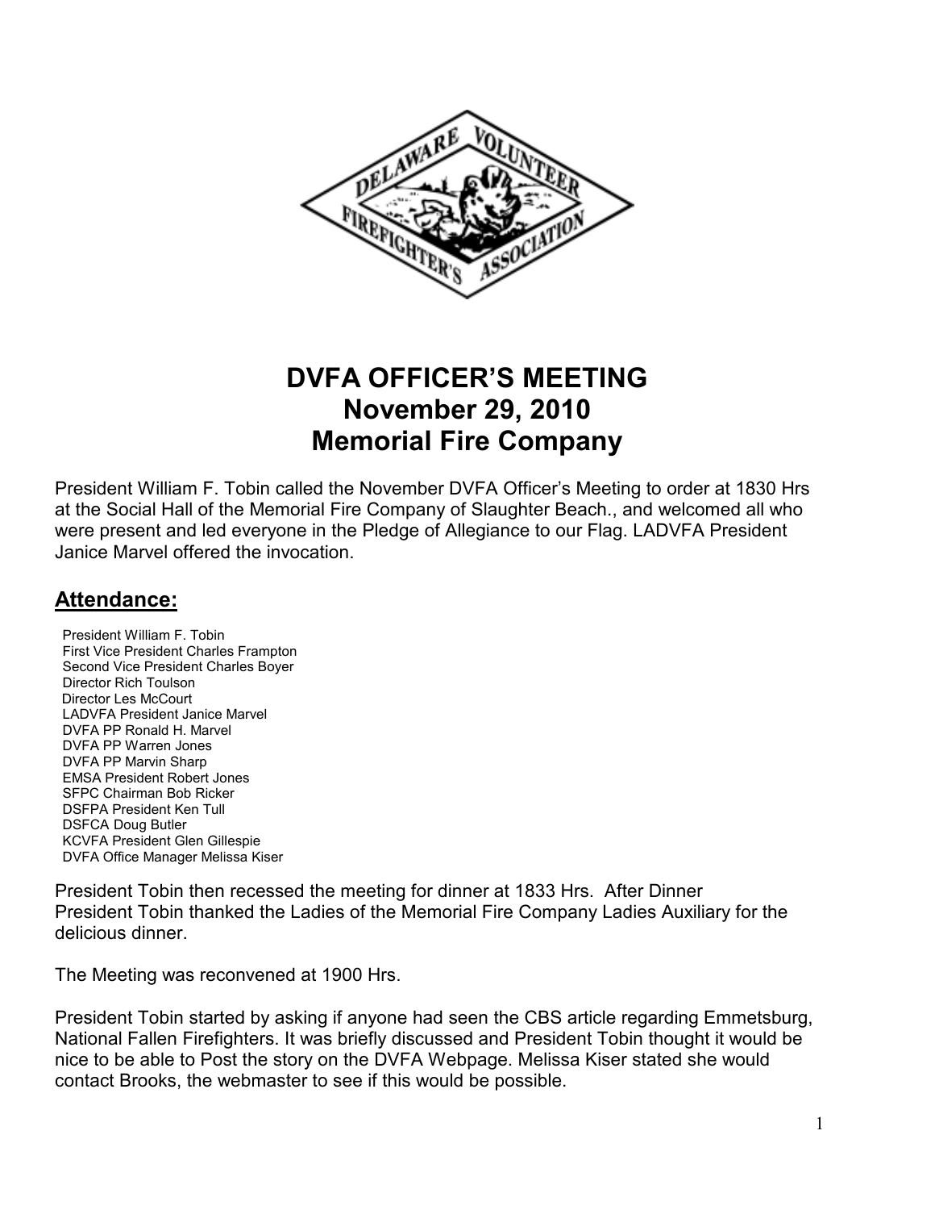# DVFA OFFICER'S MEETING
# November 29, 2010
# Memorial Fire Company

President William F. Tobin called the November DVFA Officer's Meeting to order at 1830 Hrs at the Social Hall of the Memorial Fire Company of Slaughter Beach., and welcomed all who were present and led everyone in the Pledge of Allegiance to our Flag. LADVFA President Janice Marvel offered the invocation.

## Attendance:

President William F. Tobin
First Vice President Charles Frampton
Second Vice President Charles Boyer
Director Rich Toulson
Director Les McCourt
LADVFA President Janice Marvel
DVFA PP Ronald H. Marvel
DVFA PP Warren Jones
DVFA PP Marvin Sharp
EMSA President Robert Jones
SFPC Chairman Bob Ricker
DSFPA President Ken Tull
DSFCA Doug Butler
KCVFA President Glen Gillespie
DVFA Office Manager Melissa Kiser

President Tobin then recessed the meeting for dinner at 1833 Hrs. After Dinner President Tobin thanked the Ladies of the Memorial Fire Company Ladies Auxiliary for the delicious dinner.

The Meeting was reconvened at 1900 Hrs.

President Tobin started by asking if anyone had seen the CBS article regarding Emmetsburg, National Fallen Firefighters. It was briefly discussed and President Tobin thought it would be nice to be able to Post the story on the DVFA Webpage. Melissa Kiser stated she would contact Brooks, the webmaster to see if this would be possible.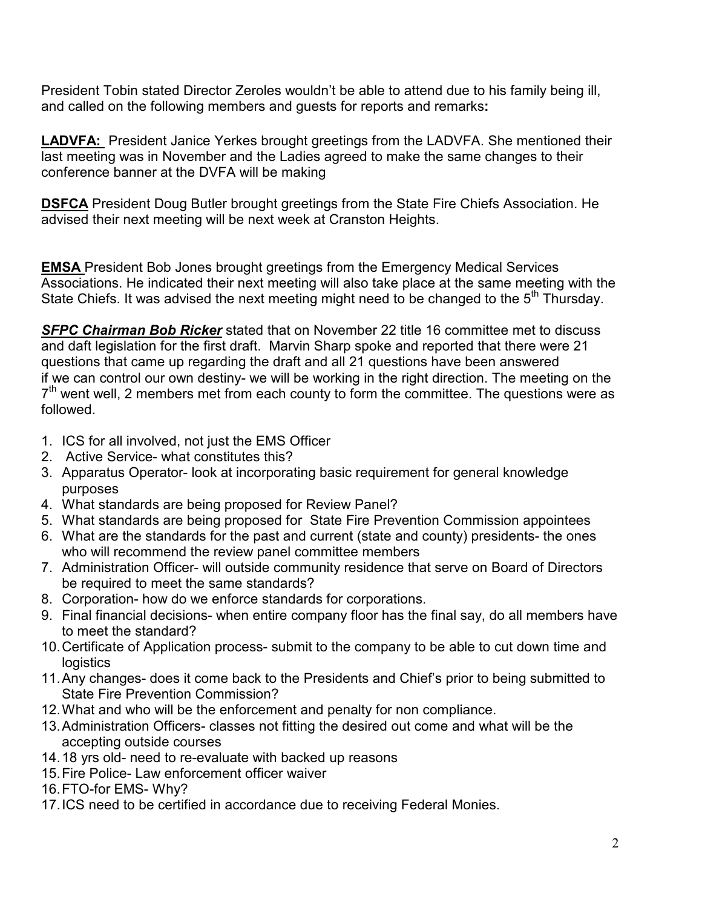President Tobin stated Director Zeroles wouldn't be able to attend due to his family being ill, and called on the following members and guests for reports and remarks**:**

**LADVFA:** President Janice Yerkes brought greetings from the LADVFA. She mentioned their last meeting was in November and the Ladies agreed to make the same changes to their conference banner at the DVFA will be making

**DSFCA** President Doug Butler brought greetings from the State Fire Chiefs Association. He advised their next meeting will be next week at Cranston Heights.

**EMSA** President Bob Jones brought greetings from the Emergency Medical Services Associations. He indicated their next meeting will also take place at the same meeting with the State Chiefs. It was advised the next meeting might need to be changed to the 5th Thursday.

***SFPC Chairman Bob Ricker*** stated that on November 22 title 16 committee met to discuss and daft legislation for the first draft. Marvin Sharp spoke and reported that there were 21 questions that came up regarding the draft and all 21 questions have been answered if we can control our own destiny- we will be working in the right direction. The meeting on the 7th went well, 2 members met from each county to form the committee. The questions were as followed.

1. ICS for all involved, not just the EMS Officer
2. Active Service- what constitutes this?
3. Apparatus Operator- look at incorporating basic requirement for general knowledge purposes
4. What standards are being proposed for Review Panel?
5. What standards are being proposed for State Fire Prevention Commission appointees
6. What are the standards for the past and current (state and county) presidents- the ones who will recommend the review panel committee members
7. Administration Officer- will outside community residence that serve on Board of Directors be required to meet the same standards?
8. Corporation- how do we enforce standards for corporations.
9. Final financial decisions- when entire company floor has the final say, do all members have to meet the standard?
10. Certificate of Application process- submit to the company to be able to cut down time and logistics
11. Any changes- does it come back to the Presidents and Chief's prior to being submitted to State Fire Prevention Commission?
12. What and who will be the enforcement and penalty for non compliance.
13. Administration Officers- classes not fitting the desired out come and what will be the accepting outside courses
14. 18 yrs old- need to re-evaluate with backed up reasons
15. Fire Police- Law enforcement officer waiver
16. FTO-for EMS- Why?
17. ICS need to be certified in accordance due to receiving Federal Monies.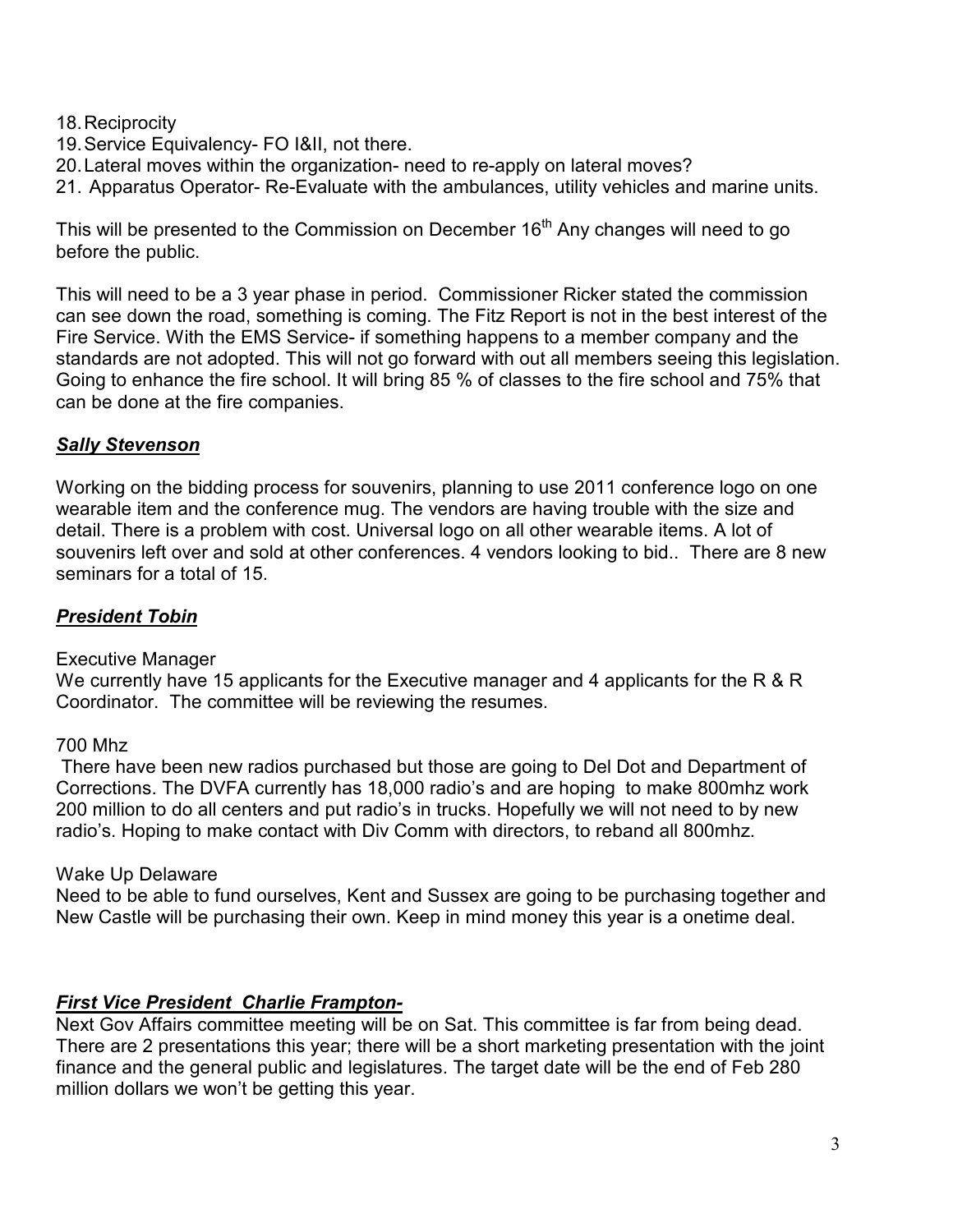18. Reciprocity
19. Service Equivalency- FO I&II, not there.
20. Lateral moves within the organization- need to re-apply on lateral moves?
21. Apparatus Operator- Re-Evaluate with the ambulances, utility vehicles and marine units.

This will be presented to the Commission on December 16th Any changes will need to go before the public.

This will need to be a 3 year phase in period. Commissioner Ricker stated the commission can see down the road, something is coming. The Fitz Report is not in the best interest of the Fire Service. With the EMS Service- if something happens to a member company and the standards are not adopted. This will not go forward with out all members seeing this legislation. Going to enhance the fire school. It will bring 85 % of classes to the fire school and 75% that can be done at the fire companies.

***Sally Stevenson***

Working on the bidding process for souvenirs, planning to use 2011 conference logo on one wearable item and the conference mug. The vendors are having trouble with the size and detail. There is a problem with cost. Universal logo on all other wearable items. A lot of souvenirs left over and sold at other conferences. 4 vendors looking to bid.. There are 8 new seminars for a total of 15.

***President Tobin***

Executive Manager
We currently have 15 applicants for the Executive manager and 4 applicants for the R & R Coordinator. The committee will be reviewing the resumes.

700 Mhz
There have been new radios purchased but those are going to Del Dot and Department of Corrections. The DVFA currently has 18,000 radio's and are hoping to make 800mhz work 200 million to do all centers and put radio's in trucks. Hopefully we will not need to by new radio's. Hoping to make contact with Div Comm with directors, to reband all 800mhz.

Wake Up Delaware
Need to be able to fund ourselves, Kent and Sussex are going to be purchasing together and New Castle will be purchasing their own. Keep in mind money this year is a onetime deal.

***First Vice President Charlie Frampton-***
Next Gov Affairs committee meeting will be on Sat. This committee is far from being dead. There are 2 presentations this year; there will be a short marketing presentation with the joint finance and the general public and legislatures. The target date will be the end of Feb 280 million dollars we won't be getting this year.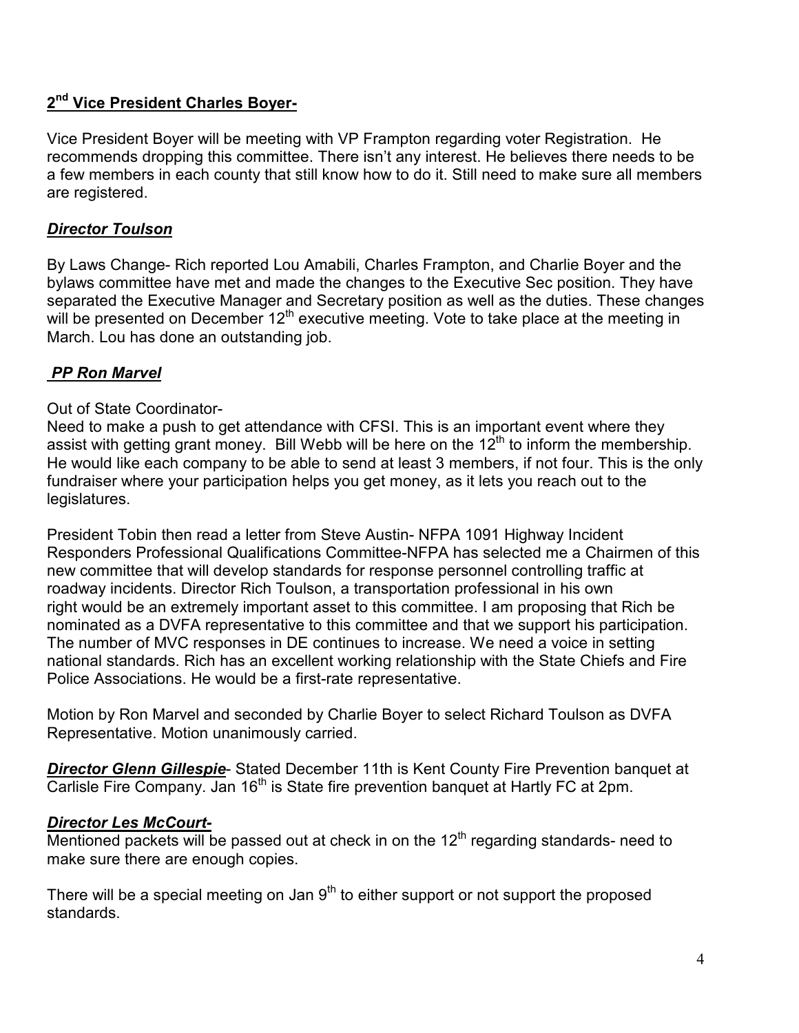**2nd Vice President Charles Boyer-**

Vice President Boyer will be meeting with VP Frampton regarding voter Registration. He recommends dropping this committee. There isn't any interest. He believes there needs to be a few members in each county that still know how to do it. Still need to make sure all members are registered.

***Director Toulson***

By Laws Change- Rich reported Lou Amabili, Charles Frampton, and Charlie Boyer and the bylaws committee have met and made the changes to the Executive Sec position. They have separated the Executive Manager and Secretary position as well as the duties. These changes will be presented on December 12th executive meeting. Vote to take place at the meeting in March. Lou has done an outstanding job.

***PP Ron Marvel***

Out of State Coordinator-
Need to make a push to get attendance with CFSI. This is an important event where they assist with getting grant money. Bill Webb will be here on the 12th to inform the membership. He would like each company to be able to send at least 3 members, if not four. This is the only fundraiser where your participation helps you get money, as it lets you reach out to the legislatures.

President Tobin then read a letter from Steve Austin- NFPA 1091 Highway Incident Responders Professional Qualifications Committee-NFPA has selected me a Chairmen of this new committee that will develop standards for response personnel controlling traffic at roadway incidents. Director Rich Toulson, a transportation professional in his own right would be an extremely important asset to this committee. I am proposing that Rich be nominated as a DVFA representative to this committee and that we support his participation. The number of MVC responses in DE continues to increase. We need a voice in setting national standards. Rich has an excellent working relationship with the State Chiefs and Fire Police Associations. He would be a first-rate representative.

Motion by Ron Marvel and seconded by Charlie Boyer to select Richard Toulson as DVFA Representative. Motion unanimously carried.

***Director Glenn Gillespie***- Stated December 11th is Kent County Fire Prevention banquet at Carlisle Fire Company. Jan 16th is State fire prevention banquet at Hartly FC at 2pm.

***Director Les McCourt-***
Mentioned packets will be passed out at check in on the 12th regarding standards- need to make sure there are enough copies.

There will be a special meeting on Jan 9th to either support or not support the proposed standards.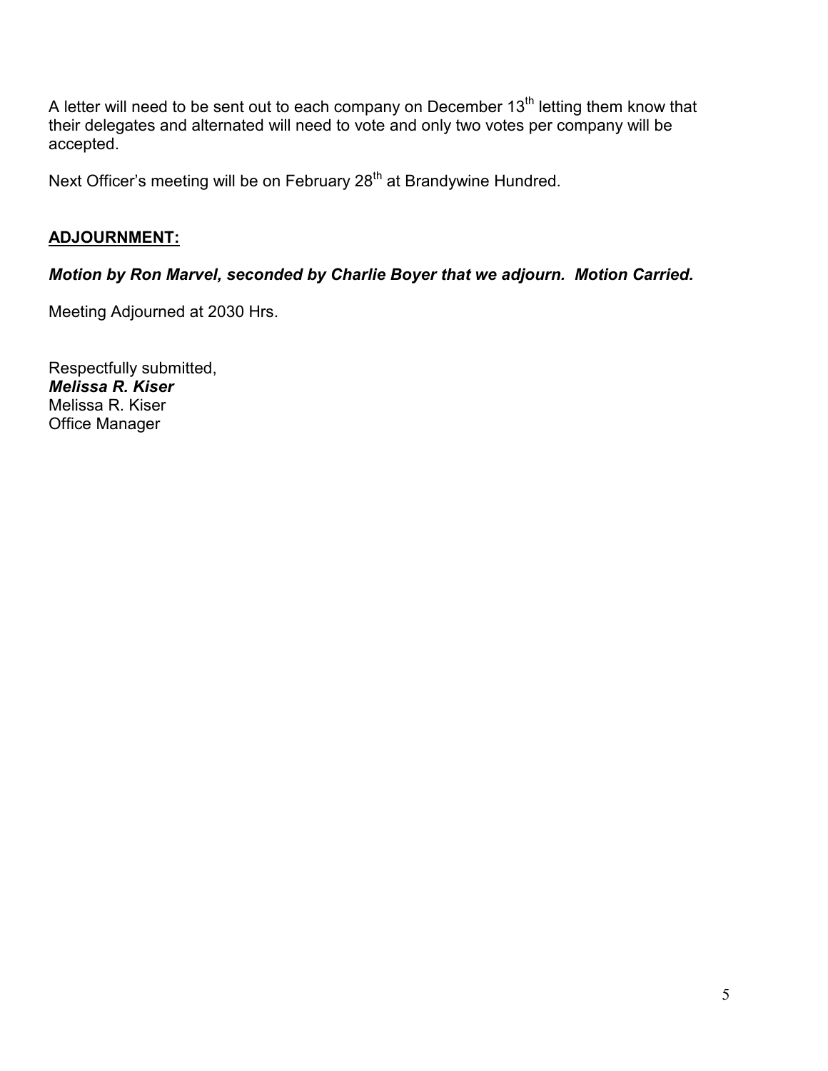A letter will need to be sent out to each company on December 13th letting them know that their delegates and alternated will need to vote and only two votes per company will be accepted.

Next Officer's meeting will be on February 28th at Brandywine Hundred.

## ADJOURNMENT:

***Motion by Ron Marvel, seconded by Charlie Boyer that we adjourn. Motion Carried.***

Meeting Adjourned at 2030 Hrs.

Respectfully submitted,
***Melissa R. Kiser***
Melissa R. Kiser
Office Manager